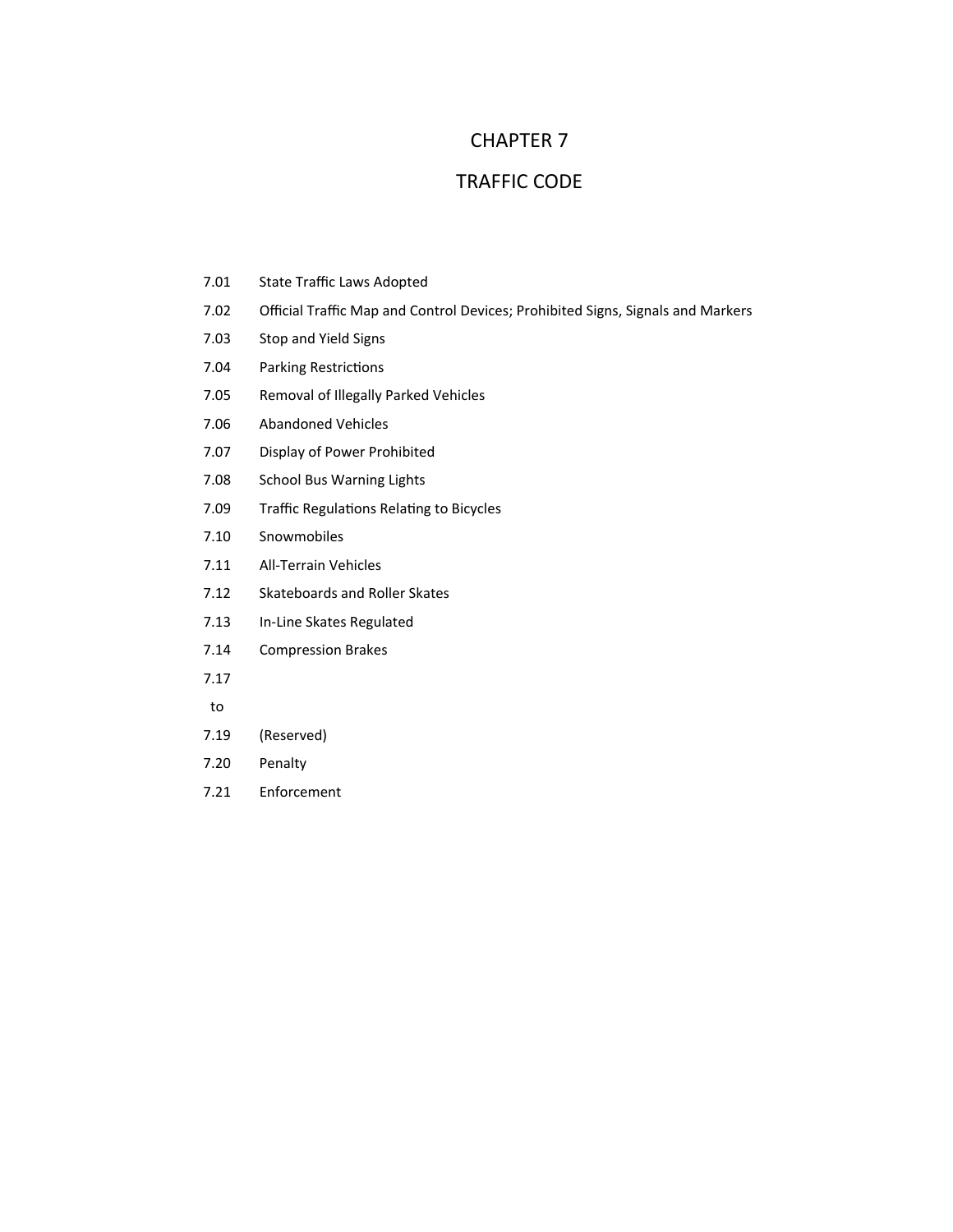# CHAPTER 7

# TRAFFIC CODE

7.01 State Traffic Laws Adopted

7.02 Official Traffic Map and Control Devices; Prohibited Signs, Signals and Markers

7.03 Stop and Yield Signs

7.04 Parking Restrictions

7.05 Removal of Illegally Parked Vehicles

7.06 Abandoned Vehicles

7.07 Display of Power Prohibited

7.08 School Bus Warning Lights

7.09 Traffic Regulations Relating to Bicycles

7.10 Snowmobiles

7.11 All-Terrain Vehicles

7.12 Skateboards and Roller Skates

7.13 In-Line Skates Regulated

7.14 Compression Brakes

7.17
to
7.19 (Reserved)

7.20 Penalty

7.21 Enforcement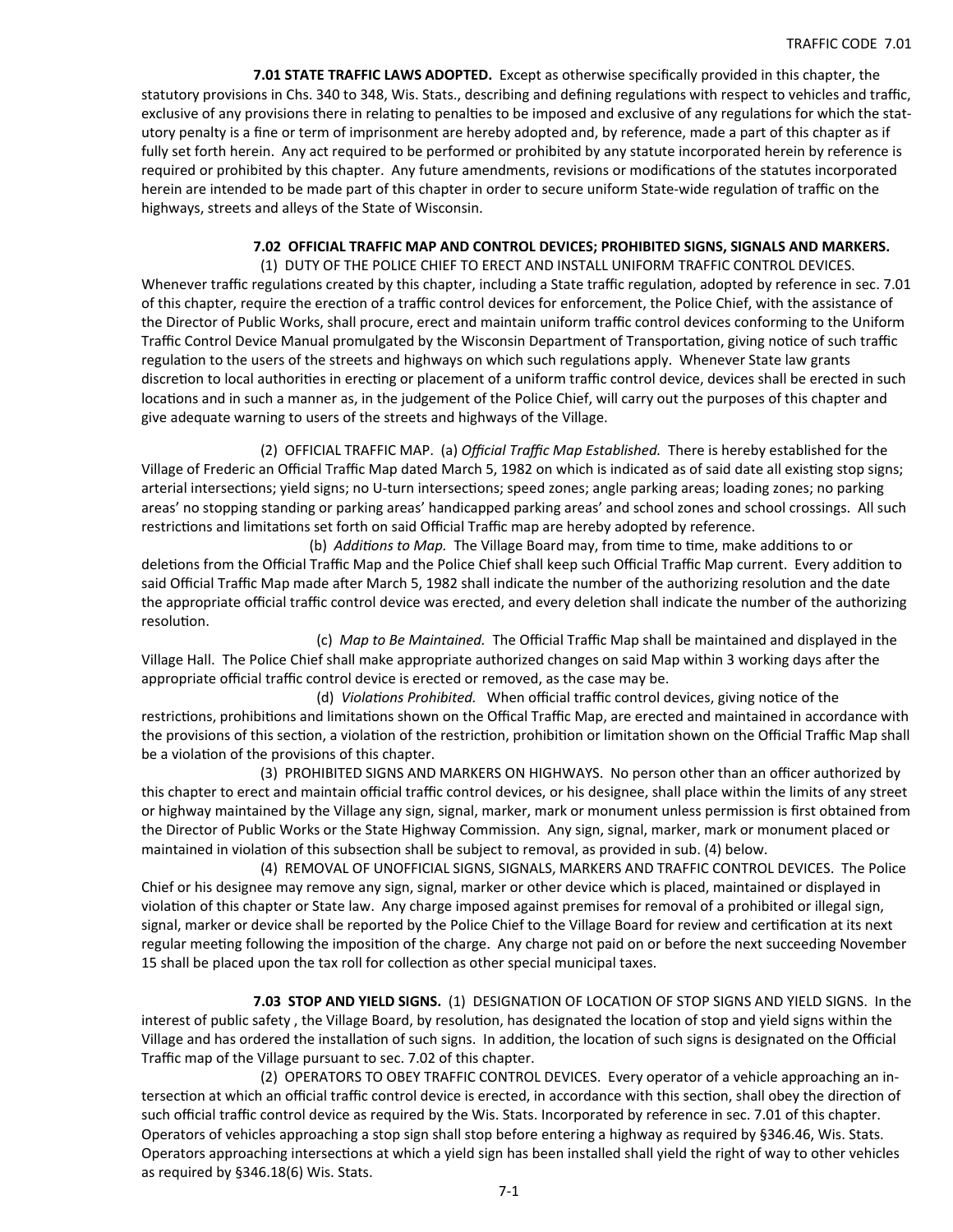**7.01 STATE TRAFFIC LAWS ADOPTED.** Except as otherwise specifically provided in this chapter, the statutory provisions in Chs. 340 to 348, Wis. Stats., describing and defining regulations with respect to vehicles and traffic, exclusive of any provisions there in relating to penalties to be imposed and exclusive of any regulations for which the statutory penalty is a fine or term of imprisonment are hereby adopted and, by reference, made a part of this chapter as if fully set forth herein. Any act required to be performed or prohibited by any statute incorporated herein by reference is required or prohibited by this chapter. Any future amendments, revisions or modifications of the statutes incorporated herein are intended to be made part of this chapter in order to secure uniform State-wide regulation of traffic on the highways, streets and alleys of the State of Wisconsin.

**7.02 OFFICIAL TRAFFIC MAP AND CONTROL DEVICES; PROHIBITED SIGNS, SIGNALS AND MARKERS.**

(1) DUTY OF THE POLICE CHIEF TO ERECT AND INSTALL UNIFORM TRAFFIC CONTROL DEVICES. Whenever traffic regulations created by this chapter, including a State traffic regulation, adopted by reference in sec. 7.01 of this chapter, require the erection of a traffic control devices for enforcement, the Police Chief, with the assistance of the Director of Public Works, shall procure, erect and maintain uniform traffic control devices conforming to the Uniform Traffic Control Device Manual promulgated by the Wisconsin Department of Transportation, giving notice of such traffic regulation to the users of the streets and highways on which such regulations apply. Whenever State law grants discretion to local authorities in erecting or placement of a uniform traffic control device, devices shall be erected in such locations and in such a manner as, in the judgement of the Police Chief, will carry out the purposes of this chapter and give adequate warning to users of the streets and highways of the Village.

(2) OFFICIAL TRAFFIC MAP. (a) *Official Traffic Map Established.* There is hereby established for the Village of Frederic an Official Traffic Map dated March 5, 1982 on which is indicated as of said date all existing stop signs; arterial intersections; yield signs; no U-turn intersections; speed zones; angle parking areas; loading zones; no parking areas' no stopping standing or parking areas' handicapped parking areas' and school zones and school crossings. All such restrictions and limitations set forth on said Official Traffic map are hereby adopted by reference.

(b) *Additions to Map.* The Village Board may, from time to time, make additions to or deletions from the Official Traffic Map and the Police Chief shall keep such Official Traffic Map current. Every addition to said Official Traffic Map made after March 5, 1982 shall indicate the number of the authorizing resolution and the date the appropriate official traffic control device was erected, and every deletion shall indicate the number of the authorizing resolution.

(c) *Map to Be Maintained.* The Official Traffic Map shall be maintained and displayed in the Village Hall. The Police Chief shall make appropriate authorized changes on said Map within 3 working days after the appropriate official traffic control device is erected or removed, as the case may be.

(d) *Violations Prohibited.* When official traffic control devices, giving notice of the restrictions, prohibitions and limitations shown on the Offical Traffic Map, are erected and maintained in accordance with the provisions of this section, a violation of the restriction, prohibition or limitation shown on the Official Traffic Map shall be a violation of the provisions of this chapter.

(3) PROHIBITED SIGNS AND MARKERS ON HIGHWAYS. No person other than an officer authorized by this chapter to erect and maintain official traffic control devices, or his designee, shall place within the limits of any street or highway maintained by the Village any sign, signal, marker, mark or monument unless permission is first obtained from the Director of Public Works or the State Highway Commission. Any sign, signal, marker, mark or monument placed or maintained in violation of this subsection shall be subject to removal, as provided in sub. (4) below.

(4) REMOVAL OF UNOFFICIAL SIGNS, SIGNALS, MARKERS AND TRAFFIC CONTROL DEVICES. The Police Chief or his designee may remove any sign, signal, marker or other device which is placed, maintained or displayed in violation of this chapter or State law. Any charge imposed against premises for removal of a prohibited or illegal sign, signal, marker or device shall be reported by the Police Chief to the Village Board for review and certification at its next regular meeting following the imposition of the charge. Any charge not paid on or before the next succeeding November 15 shall be placed upon the tax roll for collection as other special municipal taxes.

**7.03 STOP AND YIELD SIGNS.** (1) DESIGNATION OF LOCATION OF STOP SIGNS AND YIELD SIGNS. In the interest of public safety , the Village Board, by resolution, has designated the location of stop and yield signs within the Village and has ordered the installation of such signs. In addition, the location of such signs is designated on the Official Traffic map of the Village pursuant to sec. 7.02 of this chapter.

(2) OPERATORS TO OBEY TRAFFIC CONTROL DEVICES. Every operator of a vehicle approaching an intersection at which an official traffic control device is erected, in accordance with this section, shall obey the direction of such official traffic control device as required by the Wis. Stats. Incorporated by reference in sec. 7.01 of this chapter. Operators of vehicles approaching a stop sign shall stop before entering a highway as required by §346.46, Wis. Stats. Operators approaching intersections at which a yield sign has been installed shall yield the right of way to other vehicles as required by §346.18(6) Wis. Stats.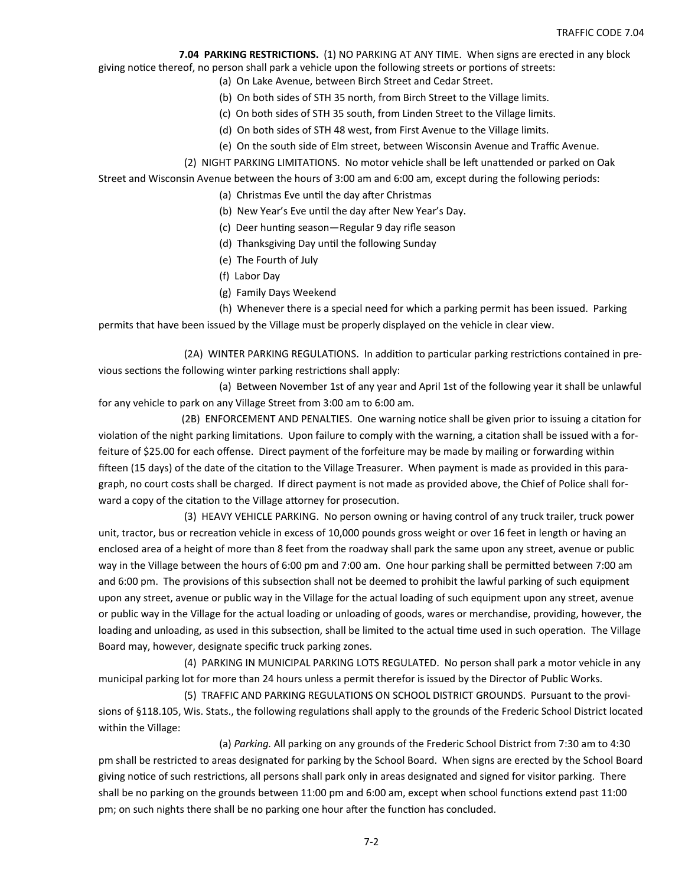**7.04 PARKING RESTRICTIONS.** (1) NO PARKING AT ANY TIME. When signs are erected in any block giving notice thereof, no person shall park a vehicle upon the following streets or portions of streets:

(a) On Lake Avenue, between Birch Street and Cedar Street.

(b) On both sides of STH 35 north, from Birch Street to the Village limits.

(c) On both sides of STH 35 south, from Linden Street to the Village limits.

(d) On both sides of STH 48 west, from First Avenue to the Village limits.

(e) On the south side of Elm street, between Wisconsin Avenue and Traffic Avenue.

(2) NIGHT PARKING LIMITATIONS. No motor vehicle shall be left unattended or parked on Oak Street and Wisconsin Avenue between the hours of 3:00 am and 6:00 am, except during the following periods:

(a) Christmas Eve until the day after Christmas

(b) New Year's Eve until the day after New Year's Day.

(c) Deer hunting season—Regular 9 day rifle season

(d) Thanksgiving Day until the following Sunday

(e) The Fourth of July

(f) Labor Day

(g) Family Days Weekend

(h) Whenever there is a special need for which a parking permit has been issued. Parking permits that have been issued by the Village must be properly displayed on the vehicle in clear view.

(2A) WINTER PARKING REGULATIONS. In addition to particular parking restrictions contained in previous sections the following winter parking restrictions shall apply:

(a) Between November 1st of any year and April 1st of the following year it shall be unlawful for any vehicle to park on any Village Street from 3:00 am to 6:00 am.

(2B) ENFORCEMENT AND PENALTIES. One warning notice shall be given prior to issuing a citation for violation of the night parking limitations. Upon failure to comply with the warning, a citation shall be issued with a forfeiture of $25.00 for each offense. Direct payment of the forfeiture may be made by mailing or forwarding within fifteen (15 days) of the date of the citation to the Village Treasurer. When payment is made as provided in this paragraph, no court costs shall be charged. If direct payment is not made as provided above, the Chief of Police shall forward a copy of the citation to the Village attorney for prosecution.

(3) HEAVY VEHICLE PARKING. No person owning or having control of any truck trailer, truck power unit, tractor, bus or recreation vehicle in excess of 10,000 pounds gross weight or over 16 feet in length or having an enclosed area of a height of more than 8 feet from the roadway shall park the same upon any street, avenue or public way in the Village between the hours of 6:00 pm and 7:00 am. One hour parking shall be permitted between 7:00 am and 6:00 pm. The provisions of this subsection shall not be deemed to prohibit the lawful parking of such equipment upon any street, avenue or public way in the Village for the actual loading of such equipment upon any street, avenue or public way in the Village for the actual loading or unloading of goods, wares or merchandise, providing, however, the loading and unloading, as used in this subsection, shall be limited to the actual time used in such operation. The Village Board may, however, designate specific truck parking zones.

(4) PARKING IN MUNICIPAL PARKING LOTS REGULATED. No person shall park a motor vehicle in any municipal parking lot for more than 24 hours unless a permit therefor is issued by the Director of Public Works.

(5) TRAFFIC AND PARKING REGULATIONS ON SCHOOL DISTRICT GROUNDS. Pursuant to the provisions of §118.105, Wis. Stats., the following regulations shall apply to the grounds of the Frederic School District located within the Village:

(a) *Parking.* All parking on any grounds of the Frederic School District from 7:30 am to 4:30 pm shall be restricted to areas designated for parking by the School Board. When signs are erected by the School Board giving notice of such restrictions, all persons shall park only in areas designated and signed for visitor parking. There shall be no parking on the grounds between 11:00 pm and 6:00 am, except when school functions extend past 11:00 pm; on such nights there shall be no parking one hour after the function has concluded.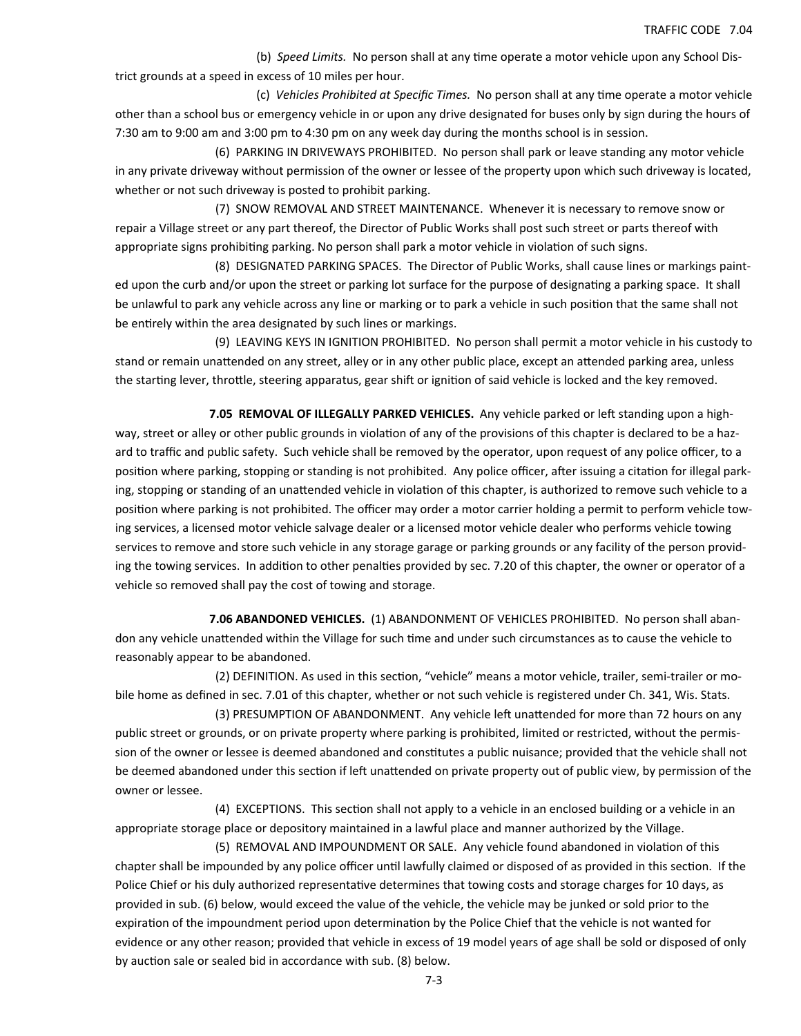(b) *Speed Limits.* No person shall at any time operate a motor vehicle upon any School District grounds at a speed in excess of 10 miles per hour.

(c) *Vehicles Prohibited at Specific Times.* No person shall at any time operate a motor vehicle other than a school bus or emergency vehicle in or upon any drive designated for buses only by sign during the hours of 7:30 am to 9:00 am and 3:00 pm to 4:30 pm on any week day during the months school is in session.

(6) PARKING IN DRIVEWAYS PROHIBITED. No person shall park or leave standing any motor vehicle in any private driveway without permission of the owner or lessee of the property upon which such driveway is located, whether or not such driveway is posted to prohibit parking.

(7) SNOW REMOVAL AND STREET MAINTENANCE. Whenever it is necessary to remove snow or repair a Village street or any part thereof, the Director of Public Works shall post such street or parts thereof with appropriate signs prohibiting parking. No person shall park a motor vehicle in violation of such signs.

(8) DESIGNATED PARKING SPACES. The Director of Public Works, shall cause lines or markings painted upon the curb and/or upon the street or parking lot surface for the purpose of designating a parking space. It shall be unlawful to park any vehicle across any line or marking or to park a vehicle in such position that the same shall not be entirely within the area designated by such lines or markings.

(9) LEAVING KEYS IN IGNITION PROHIBITED. No person shall permit a motor vehicle in his custody to stand or remain unattended on any street, alley or in any other public place, except an attended parking area, unless the starting lever, throttle, steering apparatus, gear shift or ignition of said vehicle is locked and the key removed.

**7.05 REMOVAL OF ILLEGALLY PARKED VEHICLES.** Any vehicle parked or left standing upon a highway, street or alley or other public grounds in violation of any of the provisions of this chapter is declared to be a hazard to traffic and public safety. Such vehicle shall be removed by the operator, upon request of any police officer, to a position where parking, stopping or standing is not prohibited. Any police officer, after issuing a citation for illegal parking, stopping or standing of an unattended vehicle in violation of this chapter, is authorized to remove such vehicle to a position where parking is not prohibited. The officer may order a motor carrier holding a permit to perform vehicle towing services, a licensed motor vehicle salvage dealer or a licensed motor vehicle dealer who performs vehicle towing services to remove and store such vehicle in any storage garage or parking grounds or any facility of the person providing the towing services. In addition to other penalties provided by sec. 7.20 of this chapter, the owner or operator of a vehicle so removed shall pay the cost of towing and storage.

**7.06 ABANDONED VEHICLES.** (1) ABANDONMENT OF VEHICLES PROHIBITED. No person shall abandon any vehicle unattended within the Village for such time and under such circumstances as to cause the vehicle to reasonably appear to be abandoned.

(2) DEFINITION. As used in this section, "vehicle" means a motor vehicle, trailer, semi-trailer or mobile home as defined in sec. 7.01 of this chapter, whether or not such vehicle is registered under Ch. 341, Wis. Stats.

(3) PRESUMPTION OF ABANDONMENT. Any vehicle left unattended for more than 72 hours on any public street or grounds, or on private property where parking is prohibited, limited or restricted, without the permission of the owner or lessee is deemed abandoned and constitutes a public nuisance; provided that the vehicle shall not be deemed abandoned under this section if left unattended on private property out of public view, by permission of the owner or lessee.

(4) EXCEPTIONS. This section shall not apply to a vehicle in an enclosed building or a vehicle in an appropriate storage place or depository maintained in a lawful place and manner authorized by the Village.

(5) REMOVAL AND IMPOUNDMENT OR SALE. Any vehicle found abandoned in violation of this chapter shall be impounded by any police officer until lawfully claimed or disposed of as provided in this section. If the Police Chief or his duly authorized representative determines that towing costs and storage charges for 10 days, as provided in sub. (6) below, would exceed the value of the vehicle, the vehicle may be junked or sold prior to the expiration of the impoundment period upon determination by the Police Chief that the vehicle is not wanted for evidence or any other reason; provided that vehicle in excess of 19 model years of age shall be sold or disposed of only by auction sale or sealed bid in accordance with sub. (8) below.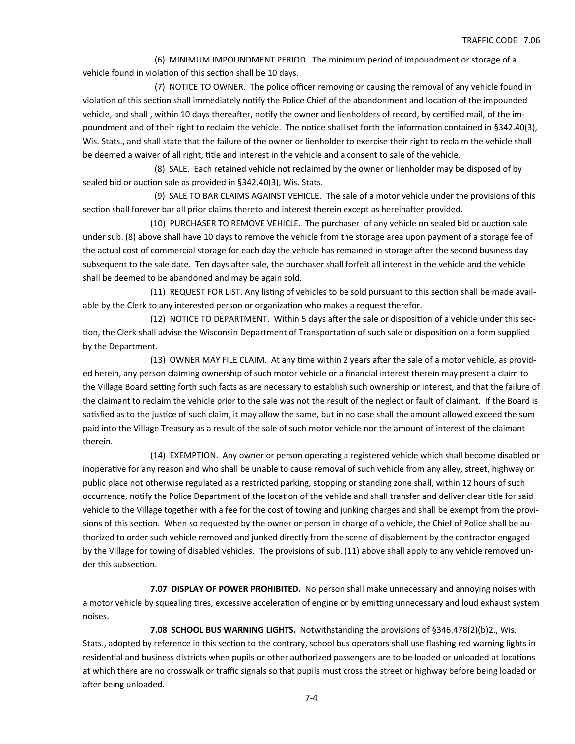(6) MINIMUM IMPOUNDMENT PERIOD. The minimum period of impoundment or storage of a vehicle found in violation of this section shall be 10 days.

(7) NOTICE TO OWNER. The police officer removing or causing the removal of any vehicle found in violation of this section shall immediately notify the Police Chief of the abandonment and location of the impounded vehicle, and shall , within 10 days thereafter, notify the owner and lienholders of record, by certified mail, of the impoundment and of their right to reclaim the vehicle. The notice shall set forth the information contained in §342.40(3), Wis. Stats., and shall state that the failure of the owner or lienholder to exercise their right to reclaim the vehicle shall be deemed a waiver of all right, title and interest in the vehicle and a consent to sale of the vehicle.

(8) SALE. Each retained vehicle not reclaimed by the owner or lienholder may be disposed of by sealed bid or auction sale as provided in §342.40(3), Wis. Stats.

(9) SALE TO BAR CLAIMS AGAINST VEHICLE. The sale of a motor vehicle under the provisions of this section shall forever bar all prior claims thereto and interest therein except as hereinafter provided.

(10) PURCHASER TO REMOVE VEHICLE. The purchaser of any vehicle on sealed bid or auction sale under sub. (8) above shall have 10 days to remove the vehicle from the storage area upon payment of a storage fee of the actual cost of commercial storage for each day the vehicle has remained in storage after the second business day subsequent to the sale date. Ten days after sale, the purchaser shall forfeit all interest in the vehicle and the vehicle shall be deemed to be abandoned and may be again sold.

(11) REQUEST FOR LIST. Any listing of vehicles to be sold pursuant to this section shall be made available by the Clerk to any interested person or organization who makes a request therefor.

(12) NOTICE TO DEPARTMENT. Within 5 days after the sale or disposition of a vehicle under this section, the Clerk shall advise the Wisconsin Department of Transportation of such sale or disposition on a form supplied by the Department.

(13) OWNER MAY FILE CLAIM. At any time within 2 years after the sale of a motor vehicle, as provided herein, any person claiming ownership of such motor vehicle or a financial interest therein may present a claim to the Village Board setting forth such facts as are necessary to establish such ownership or interest, and that the failure of the claimant to reclaim the vehicle prior to the sale was not the result of the neglect or fault of claimant. If the Board is satisfied as to the justice of such claim, it may allow the same, but in no case shall the amount allowed exceed the sum paid into the Village Treasury as a result of the sale of such motor vehicle nor the amount of interest of the claimant therein.

(14) EXEMPTION. Any owner or person operating a registered vehicle which shall become disabled or inoperative for any reason and who shall be unable to cause removal of such vehicle from any alley, street, highway or public place not otherwise regulated as a restricted parking, stopping or standing zone shall, within 12 hours of such occurrence, notify the Police Department of the location of the vehicle and shall transfer and deliver clear title for said vehicle to the Village together with a fee for the cost of towing and junking charges and shall be exempt from the provisions of this section. When so requested by the owner or person in charge of a vehicle, the Chief of Police shall be authorized to order such vehicle removed and junked directly from the scene of disablement by the contractor engaged by the Village for towing of disabled vehicles. The provisions of sub. (11) above shall apply to any vehicle removed under this subsection.

**7.07 DISPLAY OF POWER PROHIBITED.** No person shall make unnecessary and annoying noises with a motor vehicle by squealing tires, excessive acceleration of engine or by emitting unnecessary and loud exhaust system noises.

**7.08 SCHOOL BUS WARNING LIGHTS.** Notwithstanding the provisions of §346.478(2)(b)2., Wis. Stats., adopted by reference in this section to the contrary, school bus operators shall use flashing red warning lights in residential and business districts when pupils or other authorized passengers are to be loaded or unloaded at locations at which there are no crosswalk or traffic signals so that pupils must cross the street or highway before being loaded or after being unloaded.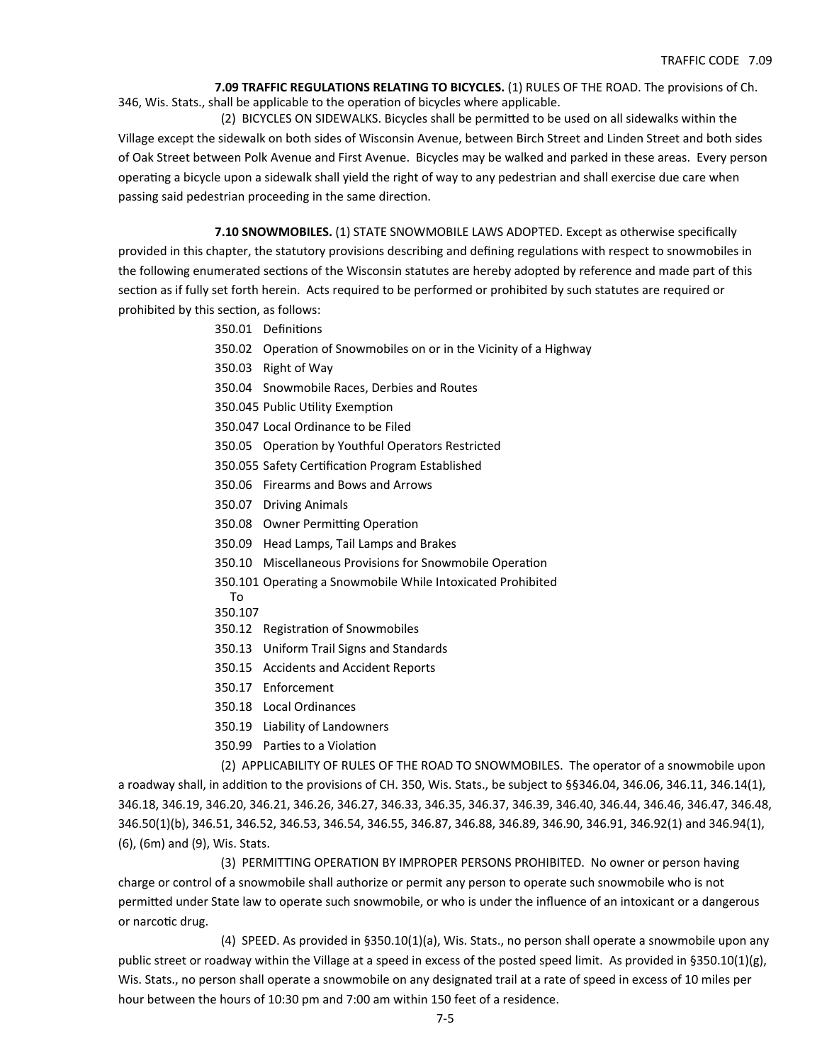**7.09 TRAFFIC REGULATIONS RELATING TO BICYCLES.** (1) RULES OF THE ROAD. The provisions of Ch. 346, Wis. Stats., shall be applicable to the operation of bicycles where applicable.

(2) BICYCLES ON SIDEWALKS. Bicycles shall be permitted to be used on all sidewalks within the Village except the sidewalk on both sides of Wisconsin Avenue, between Birch Street and Linden Street and both sides of Oak Street between Polk Avenue and First Avenue. Bicycles may be walked and parked in these areas. Every person operating a bicycle upon a sidewalk shall yield the right of way to any pedestrian and shall exercise due care when passing said pedestrian proceeding in the same direction.

**7.10 SNOWMOBILES.** (1) STATE SNOWMOBILE LAWS ADOPTED. Except as otherwise specifically provided in this chapter, the statutory provisions describing and defining regulations with respect to snowmobiles in the following enumerated sections of the Wisconsin statutes are hereby adopted by reference and made part of this section as if fully set forth herein. Acts required to be performed or prohibited by such statutes are required or prohibited by this section, as follows:

- 350.01 Definitions
- 350.02 Operation of Snowmobiles on or in the Vicinity of a Highway
- 350.03 Right of Way
- 350.04 Snowmobile Races, Derbies and Routes
- 350.045 Public Utility Exemption
- 350.047 Local Ordinance to be Filed
- 350.05 Operation by Youthful Operators Restricted
- 350.055 Safety Certification Program Established
- 350.06 Firearms and Bows and Arrows
- 350.07 Driving Animals
- 350.08 Owner Permitting Operation
- 350.09 Head Lamps, Tail Lamps and Brakes
- 350.10 Miscellaneous Provisions for Snowmobile Operation
- 350.101 Operating a Snowmobile While Intoxicated Prohibited To 350.107
- 350.12 Registration of Snowmobiles
- 350.13 Uniform Trail Signs and Standards
- 350.15 Accidents and Accident Reports
- 350.17 Enforcement
- 350.18 Local Ordinances
- 350.19 Liability of Landowners
- 350.99 Parties to a Violation

(2) APPLICABILITY OF RULES OF THE ROAD TO SNOWMOBILES. The operator of a snowmobile upon a roadway shall, in addition to the provisions of CH. 350, Wis. Stats., be subject to §§346.04, 346.06, 346.11, 346.14(1), 346.18, 346.19, 346.20, 346.21, 346.26, 346.27, 346.33, 346.35, 346.37, 346.39, 346.40, 346.44, 346.46, 346.47, 346.48, 346.50(1)(b), 346.51, 346.52, 346.53, 346.54, 346.55, 346.87, 346.88, 346.89, 346.90, 346.91, 346.92(1) and 346.94(1), (6), (6m) and (9), Wis. Stats.

(3) PERMITTING OPERATION BY IMPROPER PERSONS PROHIBITED. No owner or person having charge or control of a snowmobile shall authorize or permit any person to operate such snowmobile who is not permitted under State law to operate such snowmobile, or who is under the influence of an intoxicant or a dangerous or narcotic drug.

(4) SPEED. As provided in §350.10(1)(a), Wis. Stats., no person shall operate a snowmobile upon any public street or roadway within the Village at a speed in excess of the posted speed limit. As provided in §350.10(1)(g), Wis. Stats., no person shall operate a snowmobile on any designated trail at a rate of speed in excess of 10 miles per hour between the hours of 10:30 pm and 7:00 am within 150 feet of a residence.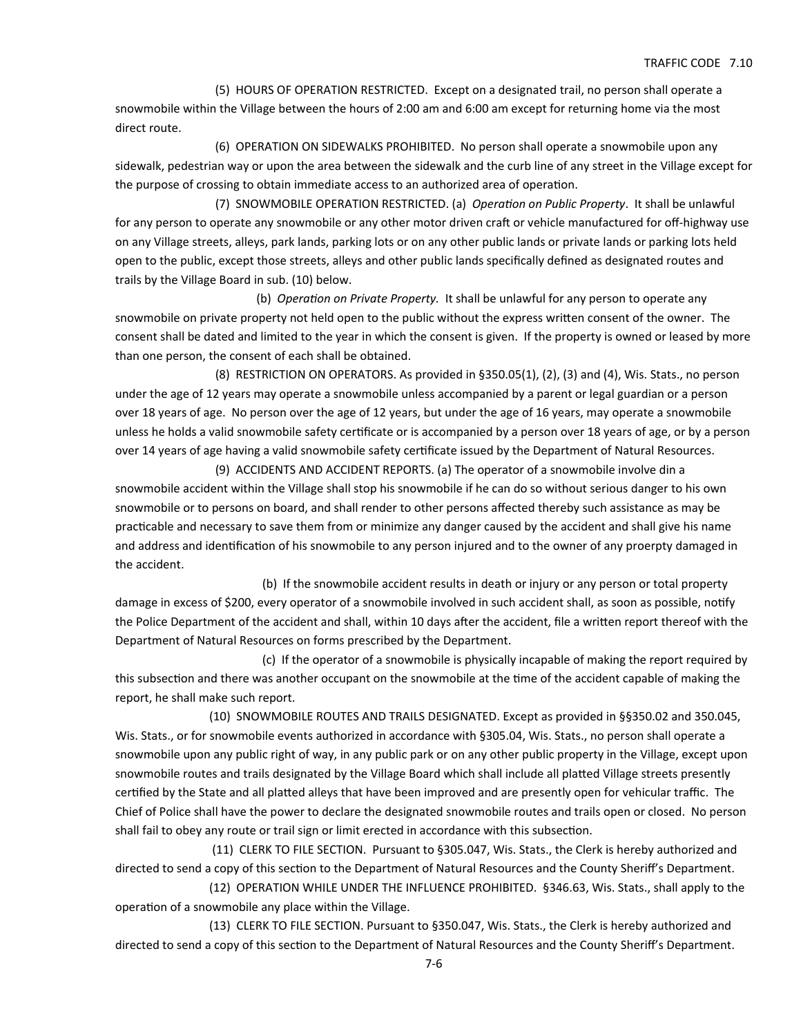(5) HOURS OF OPERATION RESTRICTED. Except on a designated trail, no person shall operate a snowmobile within the Village between the hours of 2:00 am and 6:00 am except for returning home via the most direct route.

(6) OPERATION ON SIDEWALKS PROHIBITED. No person shall operate a snowmobile upon any sidewalk, pedestrian way or upon the area between the sidewalk and the curb line of any street in the Village except for the purpose of crossing to obtain immediate access to an authorized area of operation.

(7) SNOWMOBILE OPERATION RESTRICTED. (a) *Operation on Public Property*. It shall be unlawful for any person to operate any snowmobile or any other motor driven craft or vehicle manufactured for off-highway use on any Village streets, alleys, park lands, parking lots or on any other public lands or private lands or parking lots held open to the public, except those streets, alleys and other public lands specifically defined as designated routes and trails by the Village Board in sub. (10) below.

(b) *Operation on Private Property.* It shall be unlawful for any person to operate any snowmobile on private property not held open to the public without the express written consent of the owner. The consent shall be dated and limited to the year in which the consent is given. If the property is owned or leased by more than one person, the consent of each shall be obtained.

(8) RESTRICTION ON OPERATORS. As provided in §350.05(1), (2), (3) and (4), Wis. Stats., no person under the age of 12 years may operate a snowmobile unless accompanied by a parent or legal guardian or a person over 18 years of age. No person over the age of 12 years, but under the age of 16 years, may operate a snowmobile unless he holds a valid snowmobile safety certificate or is accompanied by a person over 18 years of age, or by a person over 14 years of age having a valid snowmobile safety certificate issued by the Department of Natural Resources.

(9) ACCIDENTS AND ACCIDENT REPORTS. (a) The operator of a snowmobile involve din a snowmobile accident within the Village shall stop his snowmobile if he can do so without serious danger to his own snowmobile or to persons on board, and shall render to other persons affected thereby such assistance as may be practicable and necessary to save them from or minimize any danger caused by the accident and shall give his name and address and identification of his snowmobile to any person injured and to the owner of any proerpty damaged in the accident.

(b) If the snowmobile accident results in death or injury or any person or total property damage in excess of $200, every operator of a snowmobile involved in such accident shall, as soon as possible, notify the Police Department of the accident and shall, within 10 days after the accident, file a written report thereof with the Department of Natural Resources on forms prescribed by the Department.

(c) If the operator of a snowmobile is physically incapable of making the report required by this subsection and there was another occupant on the snowmobile at the time of the accident capable of making the report, he shall make such report.

(10) SNOWMOBILE ROUTES AND TRAILS DESIGNATED. Except as provided in §§350.02 and 350.045, Wis. Stats., or for snowmobile events authorized in accordance with §305.04, Wis. Stats., no person shall operate a snowmobile upon any public right of way, in any public park or on any other public property in the Village, except upon snowmobile routes and trails designated by the Village Board which shall include all platted Village streets presently certified by the State and all platted alleys that have been improved and are presently open for vehicular traffic. The Chief of Police shall have the power to declare the designated snowmobile routes and trails open or closed. No person shall fail to obey any route or trail sign or limit erected in accordance with this subsection.

(11) CLERK TO FILE SECTION. Pursuant to §305.047, Wis. Stats., the Clerk is hereby authorized and directed to send a copy of this section to the Department of Natural Resources and the County Sheriff's Department.

(12) OPERATION WHILE UNDER THE INFLUENCE PROHIBITED. §346.63, Wis. Stats., shall apply to the operation of a snowmobile any place within the Village.

(13) CLERK TO FILE SECTION. Pursuant to §350.047, Wis. Stats., the Clerk is hereby authorized and directed to send a copy of this section to the Department of Natural Resources and the County Sheriff's Department.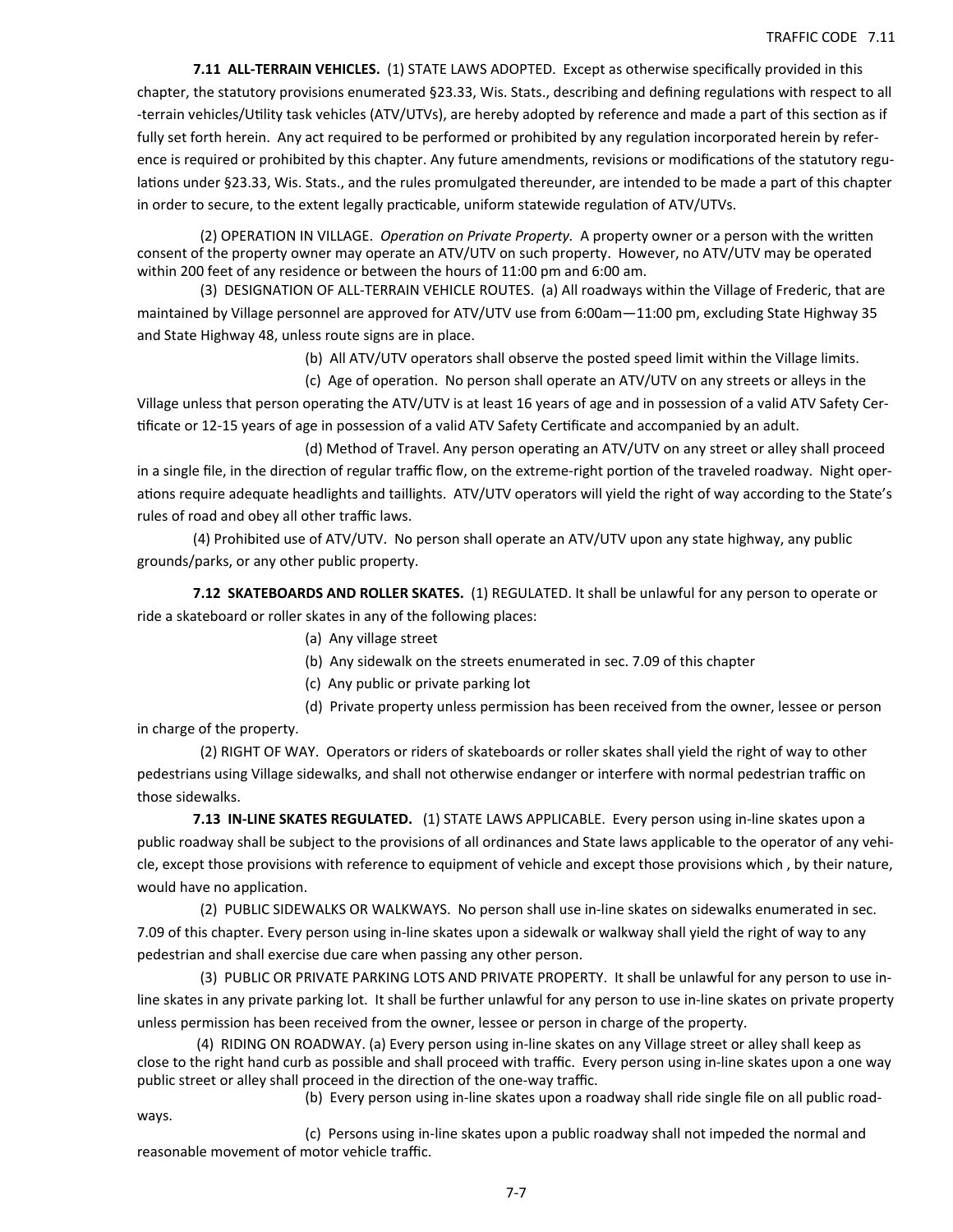**7.11 ALL-TERRAIN VEHICLES.** (1) STATE LAWS ADOPTED. Except as otherwise specifically provided in this chapter, the statutory provisions enumerated §23.33, Wis. Stats., describing and defining regulations with respect to all -terrain vehicles/Utility task vehicles (ATV/UTVs), are hereby adopted by reference and made a part of this section as if fully set forth herein. Any act required to be performed or prohibited by any regulation incorporated herein by reference is required or prohibited by this chapter. Any future amendments, revisions or modifications of the statutory regulations under §23.33, Wis. Stats., and the rules promulgated thereunder, are intended to be made a part of this chapter in order to secure, to the extent legally practicable, uniform statewide regulation of ATV/UTVs.

(2) OPERATION IN VILLAGE. *Operation on Private Property.* A property owner or a person with the written consent of the property owner may operate an ATV/UTV on such property. However, no ATV/UTV may be operated within 200 feet of any residence or between the hours of 11:00 pm and 6:00 am.

(3) DESIGNATION OF ALL-TERRAIN VEHICLE ROUTES. (a) All roadways within the Village of Frederic, that are maintained by Village personnel are approved for ATV/UTV use from 6:00am—11:00 pm, excluding State Highway 35 and State Highway 48, unless route signs are in place.

(b) All ATV/UTV operators shall observe the posted speed limit within the Village limits.

(c) Age of operation. No person shall operate an ATV/UTV on any streets or alleys in the Village unless that person operating the ATV/UTV is at least 16 years of age and in possession of a valid ATV Safety Certificate or 12-15 years of age in possession of a valid ATV Safety Certificate and accompanied by an adult.

(d) Method of Travel. Any person operating an ATV/UTV on any street or alley shall proceed in a single file, in the direction of regular traffic flow, on the extreme-right portion of the traveled roadway. Night operations require adequate headlights and taillights. ATV/UTV operators will yield the right of way according to the State's rules of road and obey all other traffic laws.

(4) Prohibited use of ATV/UTV. No person shall operate an ATV/UTV upon any state highway, any public grounds/parks, or any other public property.

**7.12 SKATEBOARDS AND ROLLER SKATES.** (1) REGULATED. It shall be unlawful for any person to operate or ride a skateboard or roller skates in any of the following places:

(a) Any village street

(b) Any sidewalk on the streets enumerated in sec. 7.09 of this chapter

(c) Any public or private parking lot

(d) Private property unless permission has been received from the owner, lessee or person in charge of the property.

(2) RIGHT OF WAY. Operators or riders of skateboards or roller skates shall yield the right of way to other pedestrians using Village sidewalks, and shall not otherwise endanger or interfere with normal pedestrian traffic on those sidewalks.

**7.13 IN-LINE SKATES REGULATED.** (1) STATE LAWS APPLICABLE. Every person using in-line skates upon a public roadway shall be subject to the provisions of all ordinances and State laws applicable to the operator of any vehicle, except those provisions with reference to equipment of vehicle and except those provisions which , by their nature, would have no application.

(2) PUBLIC SIDEWALKS OR WALKWAYS. No person shall use in-line skates on sidewalks enumerated in sec. 7.09 of this chapter. Every person using in-line skates upon a sidewalk or walkway shall yield the right of way to any pedestrian and shall exercise due care when passing any other person.

(3) PUBLIC OR PRIVATE PARKING LOTS AND PRIVATE PROPERTY. It shall be unlawful for any person to use in-line skates in any private parking lot. It shall be further unlawful for any person to use in-line skates on private property unless permission has been received from the owner, lessee or person in charge of the property.

(4) RIDING ON ROADWAY. (a) Every person using in-line skates on any Village street or alley shall keep as close to the right hand curb as possible and shall proceed with traffic. Every person using in-line skates upon a one way public street or alley shall proceed in the direction of the one-way traffic.

(b) Every person using in-line skates upon a roadway shall ride single file on all public roadways.

(c) Persons using in-line skates upon a public roadway shall not impeded the normal and reasonable movement of motor vehicle traffic.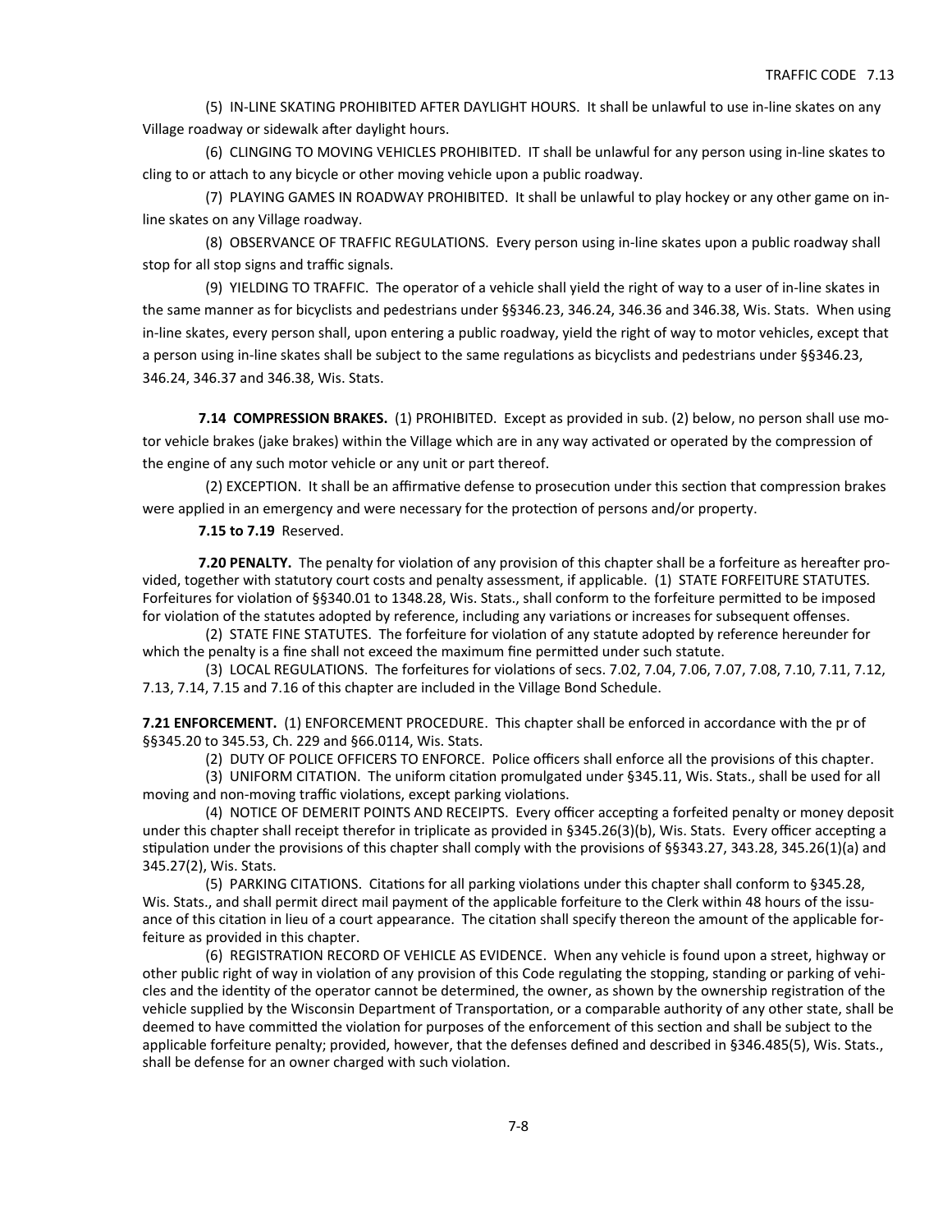(5) IN-LINE SKATING PROHIBITED AFTER DAYLIGHT HOURS. It shall be unlawful to use in-line skates on any Village roadway or sidewalk after daylight hours.

(6) CLINGING TO MOVING VEHICLES PROHIBITED. IT shall be unlawful for any person using in-line skates to cling to or attach to any bicycle or other moving vehicle upon a public roadway.

(7) PLAYING GAMES IN ROADWAY PROHIBITED. It shall be unlawful to play hockey or any other game on in-line skates on any Village roadway.

(8) OBSERVANCE OF TRAFFIC REGULATIONS. Every person using in-line skates upon a public roadway shall stop for all stop signs and traffic signals.

(9) YIELDING TO TRAFFIC. The operator of a vehicle shall yield the right of way to a user of in-line skates in the same manner as for bicyclists and pedestrians under §§346.23, 346.24, 346.36 and 346.38, Wis. Stats. When using in-line skates, every person shall, upon entering a public roadway, yield the right of way to motor vehicles, except that a person using in-line skates shall be subject to the same regulations as bicyclists and pedestrians under §§346.23, 346.24, 346.37 and 346.38, Wis. Stats.

**7.14 COMPRESSION BRAKES.** (1) PROHIBITED. Except as provided in sub. (2) below, no person shall use motor vehicle brakes (jake brakes) within the Village which are in any way activated or operated by the compression of the engine of any such motor vehicle or any unit or part thereof.

(2) EXCEPTION. It shall be an affirmative defense to prosecution under this section that compression brakes were applied in an emergency and were necessary for the protection of persons and/or property.

**7.15 to 7.19** Reserved.

**7.20 PENALTY.** The penalty for violation of any provision of this chapter shall be a forfeiture as hereafter provided, together with statutory court costs and penalty assessment, if applicable. (1) STATE FORFEITURE STATUTES. Forfeitures for violation of §§340.01 to 1348.28, Wis. Stats., shall conform to the forfeiture permitted to be imposed for violation of the statutes adopted by reference, including any variations or increases for subsequent offenses.

(2) STATE FINE STATUTES. The forfeiture for violation of any statute adopted by reference hereunder for which the penalty is a fine shall not exceed the maximum fine permitted under such statute.

(3) LOCAL REGULATIONS. The forfeitures for violations of secs. 7.02, 7.04, 7.06, 7.07, 7.08, 7.10, 7.11, 7.12, 7.13, 7.14, 7.15 and 7.16 of this chapter are included in the Village Bond Schedule.

**7.21 ENFORCEMENT.** (1) ENFORCEMENT PROCEDURE. This chapter shall be enforced in accordance with the pr of §§345.20 to 345.53, Ch. 229 and §66.0114, Wis. Stats.

(2) DUTY OF POLICE OFFICERS TO ENFORCE. Police officers shall enforce all the provisions of this chapter.

(3) UNIFORM CITATION. The uniform citation promulgated under §345.11, Wis. Stats., shall be used for all moving and non-moving traffic violations, except parking violations.

(4) NOTICE OF DEMERIT POINTS AND RECEIPTS. Every officer accepting a forfeited penalty or money deposit under this chapter shall receipt therefor in triplicate as provided in §345.26(3)(b), Wis. Stats. Every officer accepting a stipulation under the provisions of this chapter shall comply with the provisions of §§343.27, 343.28, 345.26(1)(a) and 345.27(2), Wis. Stats.

(5) PARKING CITATIONS. Citations for all parking violations under this chapter shall conform to §345.28, Wis. Stats., and shall permit direct mail payment of the applicable forfeiture to the Clerk within 48 hours of the issuance of this citation in lieu of a court appearance. The citation shall specify thereon the amount of the applicable forfeiture as provided in this chapter.

(6) REGISTRATION RECORD OF VEHICLE AS EVIDENCE. When any vehicle is found upon a street, highway or other public right of way in violation of any provision of this Code regulating the stopping, standing or parking of vehicles and the identity of the operator cannot be determined, the owner, as shown by the ownership registration of the vehicle supplied by the Wisconsin Department of Transportation, or a comparable authority of any other state, shall be deemed to have committed the violation for purposes of the enforcement of this section and shall be subject to the applicable forfeiture penalty; provided, however, that the defenses defined and described in §346.485(5), Wis. Stats., shall be defense for an owner charged with such violation.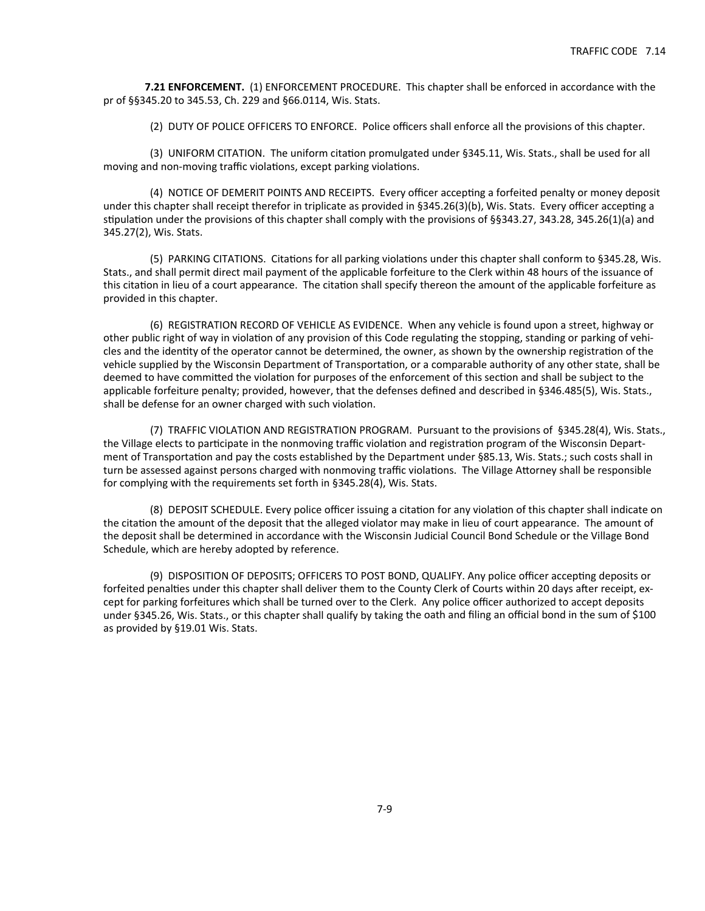**7.21 ENFORCEMENT.** (1) ENFORCEMENT PROCEDURE. This chapter shall be enforced in accordance with the pr of §§345.20 to 345.53, Ch. 229 and §66.0114, Wis. Stats.

(2) DUTY OF POLICE OFFICERS TO ENFORCE. Police officers shall enforce all the provisions of this chapter.

(3) UNIFORM CITATION. The uniform citation promulgated under §345.11, Wis. Stats., shall be used for all moving and non-moving traffic violations, except parking violations.

(4) NOTICE OF DEMERIT POINTS AND RECEIPTS. Every officer accepting a forfeited penalty or money deposit under this chapter shall receipt therefor in triplicate as provided in §345.26(3)(b), Wis. Stats. Every officer accepting a stipulation under the provisions of this chapter shall comply with the provisions of §§343.27, 343.28, 345.26(1)(a) and 345.27(2), Wis. Stats.

(5) PARKING CITATIONS. Citations for all parking violations under this chapter shall conform to §345.28, Wis. Stats., and shall permit direct mail payment of the applicable forfeiture to the Clerk within 48 hours of the issuance of this citation in lieu of a court appearance. The citation shall specify thereon the amount of the applicable forfeiture as provided in this chapter.

(6) REGISTRATION RECORD OF VEHICLE AS EVIDENCE. When any vehicle is found upon a street, highway or other public right of way in violation of any provision of this Code regulating the stopping, standing or parking of vehicles and the identity of the operator cannot be determined, the owner, as shown by the ownership registration of the vehicle supplied by the Wisconsin Department of Transportation, or a comparable authority of any other state, shall be deemed to have committed the violation for purposes of the enforcement of this section and shall be subject to the applicable forfeiture penalty; provided, however, that the defenses defined and described in §346.485(5), Wis. Stats., shall be defense for an owner charged with such violation.

(7) TRAFFIC VIOLATION AND REGISTRATION PROGRAM. Pursuant to the provisions of §345.28(4), Wis. Stats., the Village elects to participate in the nonmoving traffic violation and registration program of the Wisconsin Department of Transportation and pay the costs established by the Department under §85.13, Wis. Stats.; such costs shall in turn be assessed against persons charged with nonmoving traffic violations. The Village Attorney shall be responsible for complying with the requirements set forth in §345.28(4), Wis. Stats.

(8) DEPOSIT SCHEDULE. Every police officer issuing a citation for any violation of this chapter shall indicate on the citation the amount of the deposit that the alleged violator may make in lieu of court appearance. The amount of the deposit shall be determined in accordance with the Wisconsin Judicial Council Bond Schedule or the Village Bond Schedule, which are hereby adopted by reference.

(9) DISPOSITION OF DEPOSITS; OFFICERS TO POST BOND, QUALIFY. Any police officer accepting deposits or forfeited penalties under this chapter shall deliver them to the County Clerk of Courts within 20 days after receipt, except for parking forfeitures which shall be turned over to the Clerk. Any police officer authorized to accept deposits under §345.26, Wis. Stats., or this chapter shall qualify by taking the oath and filing an official bond in the sum of $100 as provided by §19.01 Wis. Stats.